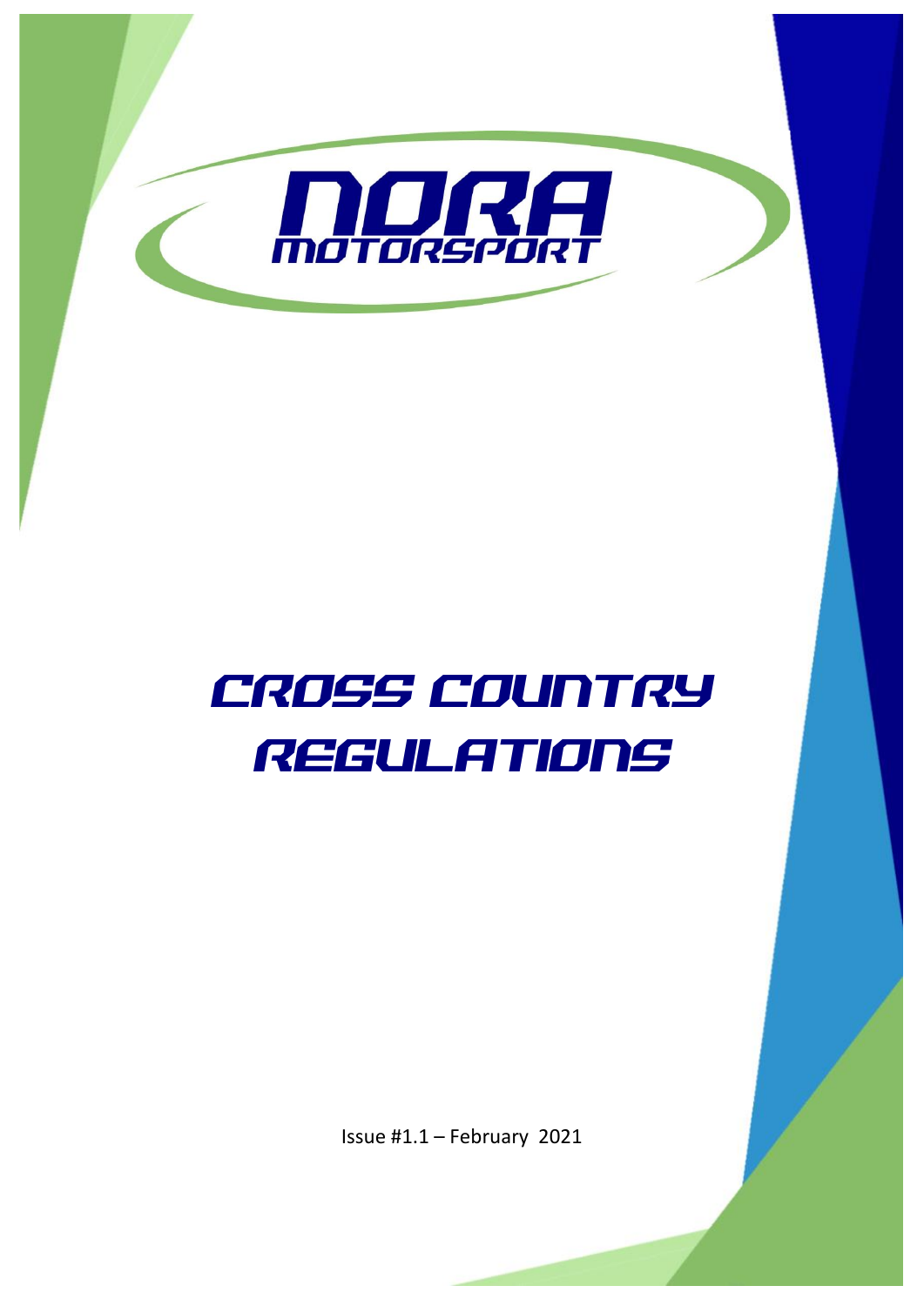NORA

MOTORSPORT

# CROSS COUNTRY REGULATIONS

Issue #1.1 – February 2021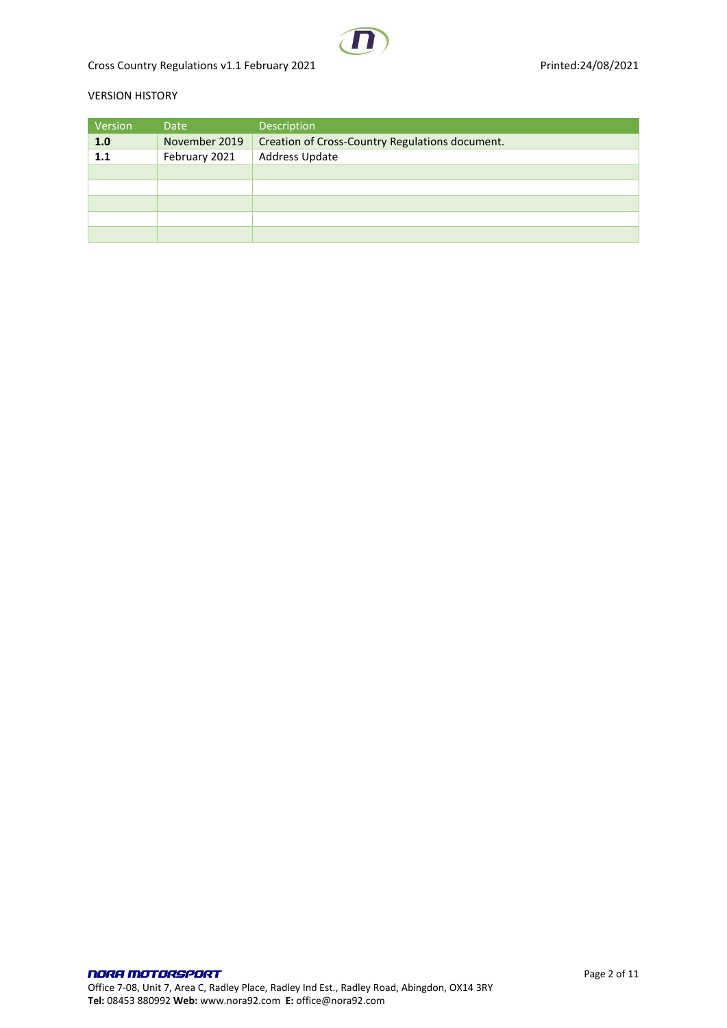VERSION HISTORY

| Version | Date | Description |
|---|---|---|
| **1.0** | November 2019 | Creation of Cross-Country Regulations document. |
| **1.1** | February 2021 | Address Update |
| | | |
| | | |
| | | |
| | | |
| | | |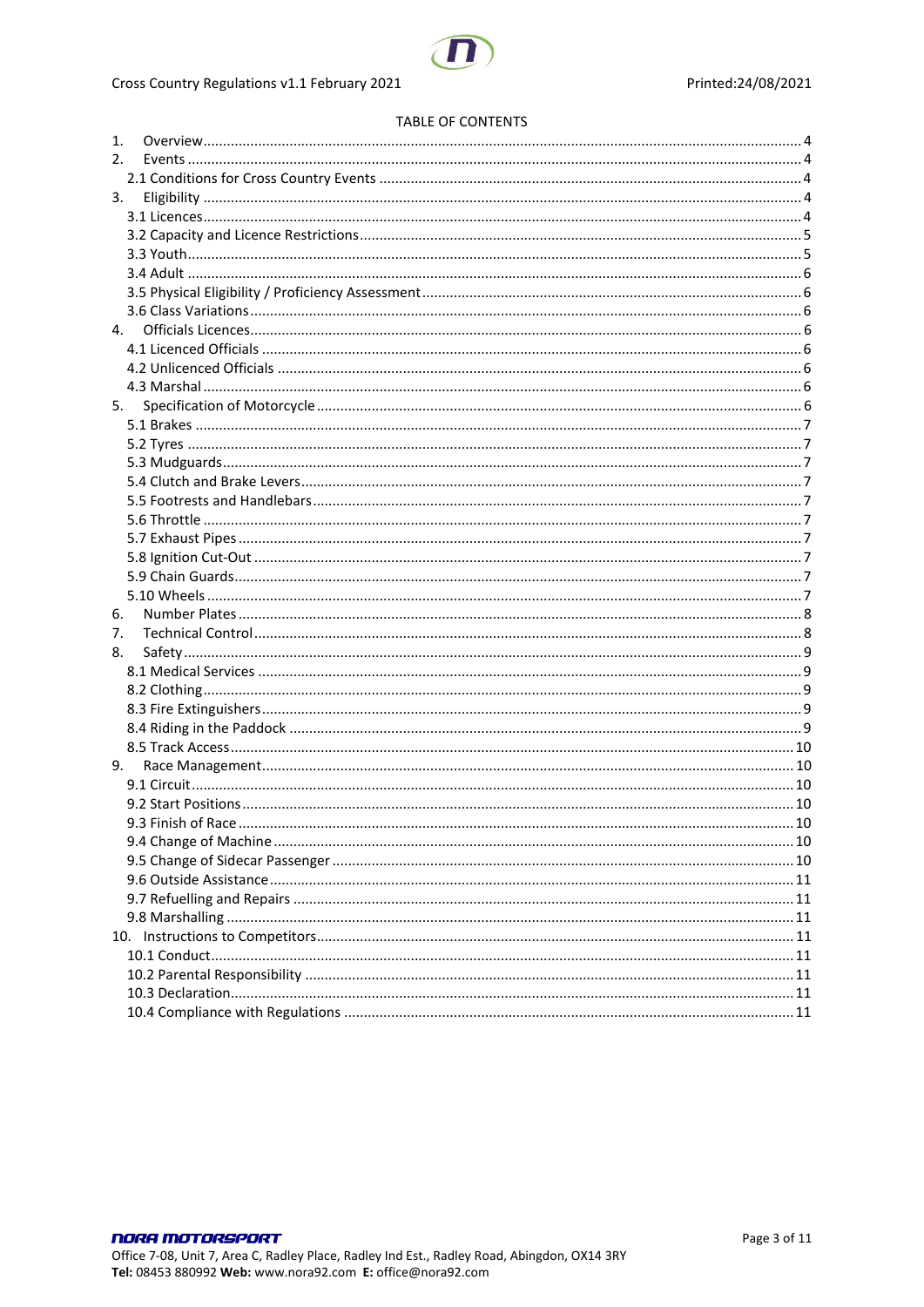TABLE OF CONTENTS

1. Overview ........ 4
2. Events ........ 4
   - 2.1 Conditions for Cross Country Events ........ 4
3. Eligibility ........ 4
   - 3.1 Licences ........ 4
   - 3.2 Capacity and Licence Restrictions ........ 5
   - 3.3 Youth ........ 5
   - 3.4 Adult ........ 6
   - 3.5 Physical Eligibility / Proficiency Assessment ........ 6
   - 3.6 Class Variations ........ 6
4. Officials Licences ........ 6
   - 4.1 Licenced Officials ........ 6
   - 4.2 Unlicenced Officials ........ 6
   - 4.3 Marshal ........ 6
5. Specification of Motorcycle ........ 6
   - 5.1 Brakes ........ 7
   - 5.2 Tyres ........ 7
   - 5.3 Mudguards ........ 7
   - 5.4 Clutch and Brake Levers ........ 7
   - 5.5 Footrests and Handlebars ........ 7
   - 5.6 Throttle ........ 7
   - 5.7 Exhaust Pipes ........ 7
   - 5.8 Ignition Cut-Out ........ 7
   - 5.9 Chain Guards ........ 7
   - 5.10 Wheels ........ 7
6. Number Plates ........ 8
7. Technical Control ........ 8
8. Safety ........ 9
   - 8.1 Medical Services ........ 9
   - 8.2 Clothing ........ 9
   - 8.3 Fire Extinguishers ........ 9
   - 8.4 Riding in the Paddock ........ 9
   - 8.5 Track Access ........ 10
9. Race Management ........ 10
   - 9.1 Circuit ........ 10
   - 9.2 Start Positions ........ 10
   - 9.3 Finish of Race ........ 10
   - 9.4 Change of Machine ........ 10
   - 9.5 Change of Sidecar Passenger ........ 10
   - 9.6 Outside Assistance ........ 11
   - 9.7 Refuelling and Repairs ........ 11
   - 9.8 Marshalling ........ 11
10. Instructions to Competitors ........ 11
    - 10.1 Conduct ........ 11
    - 10.2 Parental Responsibility ........ 11
    - 10.3 Declaration ........ 11
    - 10.4 Compliance with Regulations ........ 11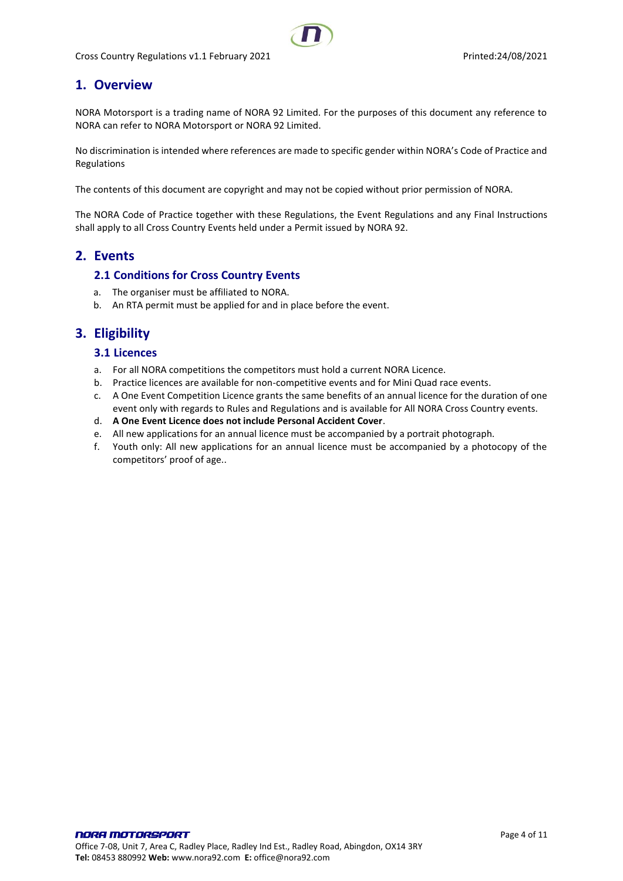# 1. Overview

NORA Motorsport is a trading name of NORA 92 Limited. For the purposes of this document any reference to NORA can refer to NORA Motorsport or NORA 92 Limited.

No discrimination is intended where references are made to specific gender within NORA's Code of Practice and Regulations

The contents of this document are copyright and may not be copied without prior permission of NORA.

The NORA Code of Practice together with these Regulations, the Event Regulations and any Final Instructions shall apply to all Cross Country Events held under a Permit issued by NORA 92.

# 2. Events

## 2.1 Conditions for Cross Country Events

a. The organiser must be affiliated to NORA.
b. An RTA permit must be applied for and in place before the event.

# 3. Eligibility

## 3.1 Licences

a. For all NORA competitions the competitors must hold a current NORA Licence.
b. Practice licences are available for non-competitive events and for Mini Quad race events.
c. A One Event Competition Licence grants the same benefits of an annual licence for the duration of one event only with regards to Rules and Regulations and is available for All NORA Cross Country events.
d. **A One Event Licence does not include Personal Accident Cover**.
e. All new applications for an annual licence must be accompanied by a portrait photograph.
f. Youth only: All new applications for an annual licence must be accompanied by a photocopy of the competitors' proof of age..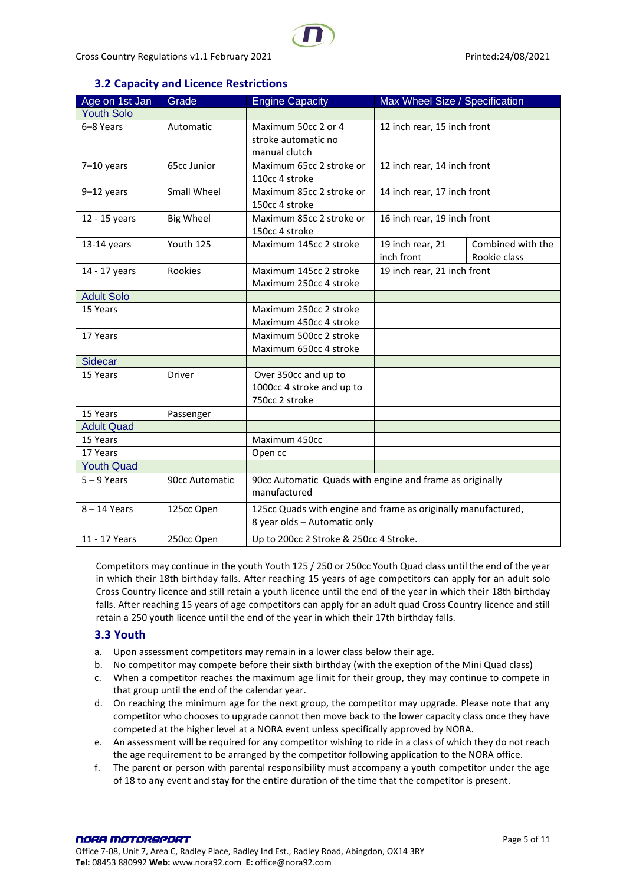## 3.2 Capacity and Licence Restrictions

| Age on 1st Jan | Grade | Engine Capacity | Max Wheel Size / Specification | |
|---|---|---|---|---|
| Youth Solo | | | | |
| 6–8 Years | Automatic | Maximum 50cc 2 or 4 stroke automatic no manual clutch | 12 inch rear, 15 inch front | |
| 7–10 years | 65cc Junior | Maximum 65cc 2 stroke or 110cc 4 stroke | 12 inch rear, 14 inch front | |
| 9–12 years | Small Wheel | Maximum 85cc 2 stroke or 150cc 4 stroke | 14 inch rear, 17 inch front | |
| 12 - 15 years | Big Wheel | Maximum 85cc 2 stroke or 150cc 4 stroke | 16 inch rear, 19 inch front | |
| 13-14 years | Youth 125 | Maximum 145cc 2 stroke | 19 inch rear, 21 inch front | Combined with the Rookie class |
| 14 - 17 years | Rookies | Maximum 145cc 2 stroke Maximum 250cc 4 stroke | 19 inch rear, 21 inch front | |
| Adult Solo | | | | |
| 15 Years | | Maximum 250cc 2 stroke Maximum 450cc 4 stroke | | |
| 17 Years | | Maximum 500cc 2 stroke Maximum 650cc 4 stroke | | |
| Sidecar | | | | |
| 15 Years | Driver | Over 350cc and up to 1000cc 4 stroke and up to 750cc 2 stroke | | |
| 15 Years | Passenger | | | |
| Adult Quad | | | | |
| 15 Years | | Maximum 450cc | | |
| 17 Years | | Open cc | | |
| Youth Quad | | | | |
| 5 – 9 Years | 90cc Automatic | 90cc Automatic Quads with engine and frame as originally manufactured | | |
| 8 – 14 Years | 125cc Open | 125cc Quads with engine and frame as originally manufactured, 8 year olds – Automatic only | | |
| 11 - 17 Years | 250cc Open | Up to 200cc 2 Stroke & 250cc 4 Stroke. | | |

Competitors may continue in the youth Youth 125 / 250 or 250cc Youth Quad class until the end of the year in which their 18th birthday falls. After reaching 15 years of age competitors can apply for an adult solo Cross Country licence and still retain a youth licence until the end of the year in which their 18th birthday falls. After reaching 15 years of age competitors can apply for an adult quad Cross Country licence and still retain a 250 youth licence until the end of the year in which their 17th birthday falls.

## 3.3 Youth

a. Upon assessment competitors may remain in a lower class below their age.
b. No competitor may compete before their sixth birthday (with the exeption of the Mini Quad class)
c. When a competitor reaches the maximum age limit for their group, they may continue to compete in that group until the end of the calendar year.
d. On reaching the minimum age for the next group, the competitor may upgrade. Please note that any competitor who chooses to upgrade cannot then move back to the lower capacity class once they have competed at the higher level at a NORA event unless specifically approved by NORA.
e. An assessment will be required for any competitor wishing to ride in a class of which they do not reach the age requirement to be arranged by the competitor following application to the NORA office.
f. The parent or person with parental responsibility must accompany a youth competitor under the age of 18 to any event and stay for the entire duration of the time that the competitor is present.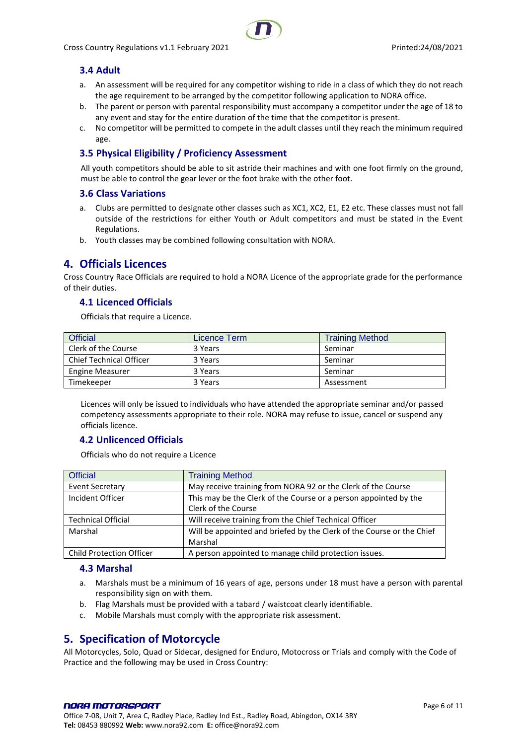### 3.4 Adult

a. An assessment will be required for any competitor wishing to ride in a class of which they do not reach the age requirement to be arranged by the competitor following application to NORA office.
b. The parent or person with parental responsibility must accompany a competitor under the age of 18 to any event and stay for the entire duration of the time that the competitor is present.
c. No competitor will be permitted to compete in the adult classes until they reach the minimum required age.

### 3.5 Physical Eligibility / Proficiency Assessment

All youth competitors should be able to sit astride their machines and with one foot firmly on the ground, must be able to control the gear lever or the foot brake with the other foot.

### 3.6 Class Variations

a. Clubs are permitted to designate other classes such as XC1, XC2, E1, E2 etc. These classes must not fall outside of the restrictions for either Youth or Adult competitors and must be stated in the Event Regulations.
b. Youth classes may be combined following consultation with NORA.

## 4. Officials Licences

Cross Country Race Officials are required to hold a NORA Licence of the appropriate grade for the performance of their duties.

### 4.1 Licenced Officials

Officials that require a Licence.

| Official | Licence Term | Training Method |
|---|---|---|
| Clerk of the Course | 3 Years | Seminar |
| Chief Technical Officer | 3 Years | Seminar |
| Engine Measurer | 3 Years | Seminar |
| Timekeeper | 3 Years | Assessment |

Licences will only be issued to individuals who have attended the appropriate seminar and/or passed competency assessments appropriate to their role. NORA may refuse to issue, cancel or suspend any officials licence.

### 4.2 Unlicenced Officials

Officials who do not require a Licence

| Official | Training Method |
|---|---|
| Event Secretary | May receive training from NORA 92 or the Clerk of the Course |
| Incident Officer | This may be the Clerk of the Course or a person appointed by the Clerk of the Course |
| Technical Official | Will receive training from the Chief Technical Officer |
| Marshal | Will be appointed and briefed by the Clerk of the Course or the Chief Marshal |
| Child Protection Officer | A person appointed to manage child protection issues. |

### 4.3 Marshal

a. Marshals must be a minimum of 16 years of age, persons under 18 must have a person with parental responsibility sign on with them.
b. Flag Marshals must be provided with a tabard / waistcoat clearly identifiable.
c. Mobile Marshals must comply with the appropriate risk assessment.

## 5. Specification of Motorcycle

All Motorcycles, Solo, Quad or Sidecar, designed for Enduro, Motocross or Trials and comply with the Code of Practice and the following may be used in Cross Country: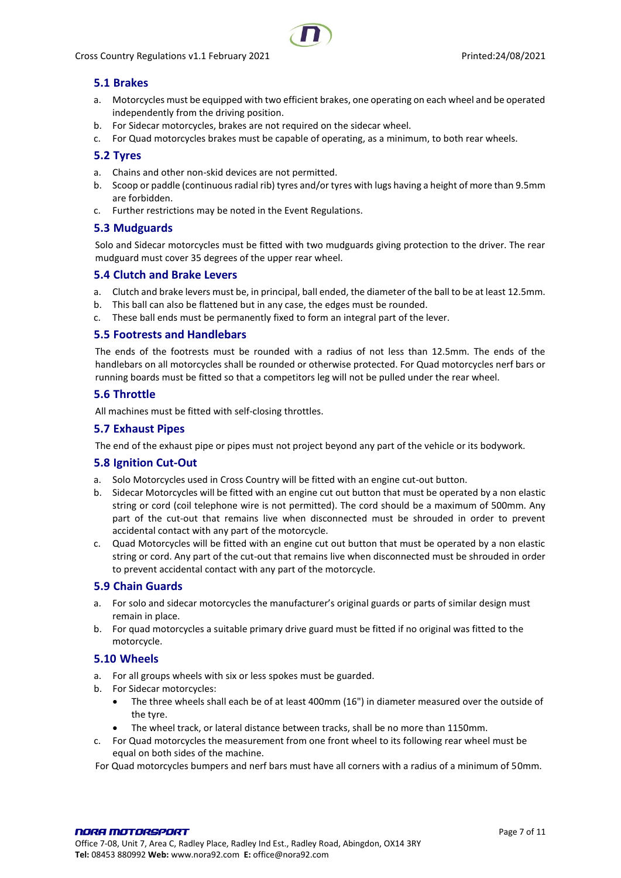## 5.1 Brakes

a. Motorcycles must be equipped with two efficient brakes, one operating on each wheel and be operated independently from the driving position.
b. For Sidecar motorcycles, brakes are not required on the sidecar wheel.
c. For Quad motorcycles brakes must be capable of operating, as a minimum, to both rear wheels.

## 5.2 Tyres

a. Chains and other non-skid devices are not permitted.
b. Scoop or paddle (continuous radial rib) tyres and/or tyres with lugs having a height of more than 9.5mm are forbidden.
c. Further restrictions may be noted in the Event Regulations.

## 5.3 Mudguards

Solo and Sidecar motorcycles must be fitted with two mudguards giving protection to the driver. The rear mudguard must cover 35 degrees of the upper rear wheel.

## 5.4 Clutch and Brake Levers

a. Clutch and brake levers must be, in principal, ball ended, the diameter of the ball to be at least 12.5mm.
b. This ball can also be flattened but in any case, the edges must be rounded.
c. These ball ends must be permanently fixed to form an integral part of the lever.

## 5.5 Footrests and Handlebars

The ends of the footrests must be rounded with a radius of not less than 12.5mm. The ends of the handlebars on all motorcycles shall be rounded or otherwise protected. For Quad motorcycles nerf bars or running boards must be fitted so that a competitors leg will not be pulled under the rear wheel.

## 5.6 Throttle

All machines must be fitted with self-closing throttles.

## 5.7 Exhaust Pipes

The end of the exhaust pipe or pipes must not project beyond any part of the vehicle or its bodywork.

## 5.8 Ignition Cut-Out

a. Solo Motorcycles used in Cross Country will be fitted with an engine cut-out button.
b. Sidecar Motorcycles will be fitted with an engine cut out button that must be operated by a non elastic string or cord (coil telephone wire is not permitted). The cord should be a maximum of 500mm. Any part of the cut-out that remains live when disconnected must be shrouded in order to prevent accidental contact with any part of the motorcycle.
c. Quad Motorcycles will be fitted with an engine cut out button that must be operated by a non elastic string or cord. Any part of the cut-out that remains live when disconnected must be shrouded in order to prevent accidental contact with any part of the motorcycle.

## 5.9 Chain Guards

a. For solo and sidecar motorcycles the manufacturer's original guards or parts of similar design must remain in place.
b. For quad motorcycles a suitable primary drive guard must be fitted if no original was fitted to the motorcycle.

## 5.10 Wheels

a. For all groups wheels with six or less spokes must be guarded.
b. For Sidecar motorcycles:
   - The three wheels shall each be of at least 400mm (16") in diameter measured over the outside of the tyre.
   - The wheel track, or lateral distance between tracks, shall be no more than 1150mm.
c. For Quad motorcycles the measurement from one front wheel to its following rear wheel must be equal on both sides of the machine.

For Quad motorcycles bumpers and nerf bars must have all corners with a radius of a minimum of 50mm.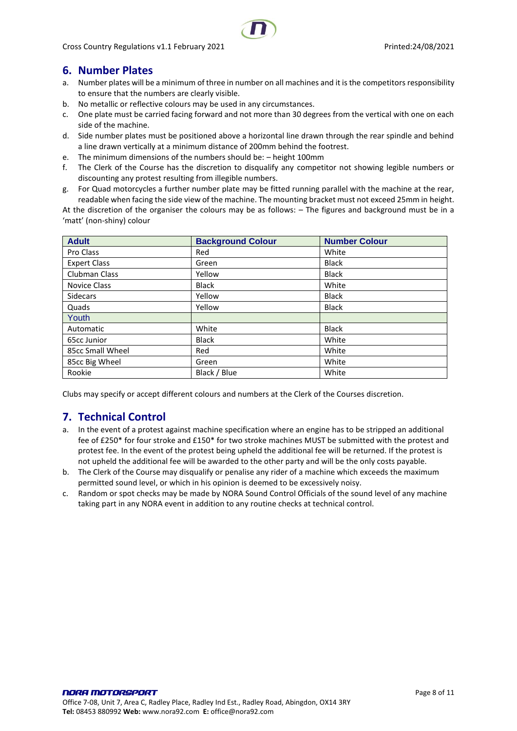## 6. Number Plates

a. Number plates will be a minimum of three in number on all machines and it is the competitors responsibility to ensure that the numbers are clearly visible.
b. No metallic or reflective colours may be used in any circumstances.
c. One plate must be carried facing forward and not more than 30 degrees from the vertical with one on each side of the machine.
d. Side number plates must be positioned above a horizontal line drawn through the rear spindle and behind a line drawn vertically at a minimum distance of 200mm behind the footrest.
e. The minimum dimensions of the numbers should be: – height 100mm
f. The Clerk of the Course has the discretion to disqualify any competitor not showing legible numbers or discounting any protest resulting from illegible numbers.
g. For Quad motorcycles a further number plate may be fitted running parallel with the machine at the rear, readable when facing the side view of the machine. The mounting bracket must not exceed 25mm in height.

At the discretion of the organiser the colours may be as follows: – The figures and background must be in a 'matt' (non-shiny) colour

| Adult | Background Colour | Number Colour |
|---|---|---|
| Pro Class | Red | White |
| Expert Class | Green | Black |
| Clubman Class | Yellow | Black |
| Novice Class | Black | White |
| Sidecars | Yellow | Black |
| Quads | Yellow | Black |
| Youth | | |
| Automatic | White | Black |
| 65cc Junior | Black | White |
| 85cc Small Wheel | Red | White |
| 85cc Big Wheel | Green | White |
| Rookie | Black / Blue | White |

Clubs may specify or accept different colours and numbers at the Clerk of the Courses discretion.

## 7. Technical Control

a. In the event of a protest against machine specification where an engine has to be stripped an additional fee of £250* for four stroke and £150* for two stroke machines MUST be submitted with the protest and protest fee. In the event of the protest being upheld the additional fee will be returned. If the protest is not upheld the additional fee will be awarded to the other party and will be the only costs payable.
b. The Clerk of the Course may disqualify or penalise any rider of a machine which exceeds the maximum permitted sound level, or which in his opinion is deemed to be excessively noisy.
c. Random or spot checks may be made by NORA Sound Control Officials of the sound level of any machine taking part in any NORA event in addition to any routine checks at technical control.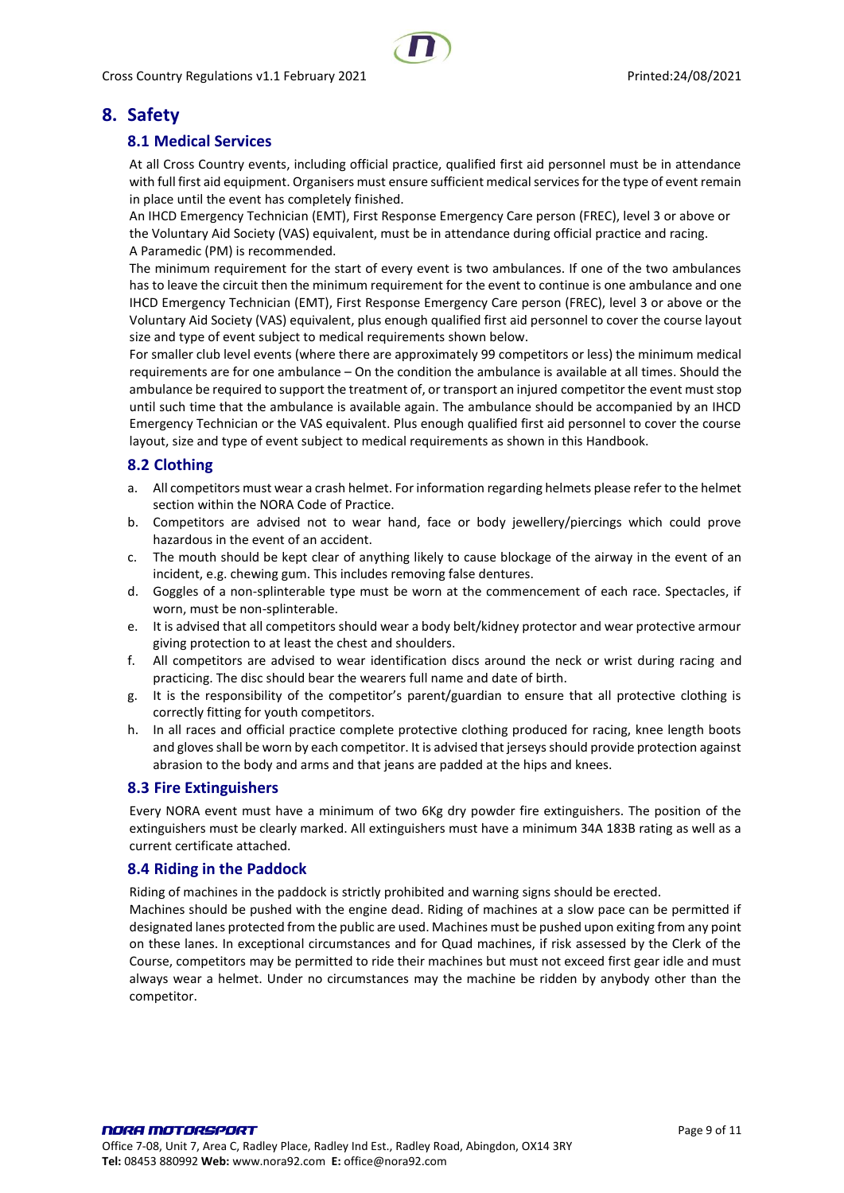# 8. Safety

## 8.1 Medical Services

At all Cross Country events, including official practice, qualified first aid personnel must be in attendance with full first aid equipment. Organisers must ensure sufficient medical services for the type of event remain in place until the event has completely finished.

An IHCD Emergency Technician (EMT), First Response Emergency Care person (FREC), level 3 or above or the Voluntary Aid Society (VAS) equivalent, must be in attendance during official practice and racing.

A Paramedic (PM) is recommended.

The minimum requirement for the start of every event is two ambulances. If one of the two ambulances has to leave the circuit then the minimum requirement for the event to continue is one ambulance and one IHCD Emergency Technician (EMT), First Response Emergency Care person (FREC), level 3 or above or the Voluntary Aid Society (VAS) equivalent, plus enough qualified first aid personnel to cover the course layout size and type of event subject to medical requirements shown below.

For smaller club level events (where there are approximately 99 competitors or less) the minimum medical requirements are for one ambulance – On the condition the ambulance is available at all times. Should the ambulance be required to support the treatment of, or transport an injured competitor the event must stop until such time that the ambulance is available again. The ambulance should be accompanied by an IHCD Emergency Technician or the VAS equivalent. Plus enough qualified first aid personnel to cover the course layout, size and type of event subject to medical requirements as shown in this Handbook.

## 8.2 Clothing

a. All competitors must wear a crash helmet. For information regarding helmets please refer to the helmet section within the NORA Code of Practice.
b. Competitors are advised not to wear hand, face or body jewellery/piercings which could prove hazardous in the event of an accident.
c. The mouth should be kept clear of anything likely to cause blockage of the airway in the event of an incident, e.g. chewing gum. This includes removing false dentures.
d. Goggles of a non-splinterable type must be worn at the commencement of each race. Spectacles, if worn, must be non-splinterable.
e. It is advised that all competitors should wear a body belt/kidney protector and wear protective armour giving protection to at least the chest and shoulders.
f. All competitors are advised to wear identification discs around the neck or wrist during racing and practicing. The disc should bear the wearers full name and date of birth.
g. It is the responsibility of the competitor's parent/guardian to ensure that all protective clothing is correctly fitting for youth competitors.
h. In all races and official practice complete protective clothing produced for racing, knee length boots and gloves shall be worn by each competitor. It is advised that jerseys should provide protection against abrasion to the body and arms and that jeans are padded at the hips and knees.

## 8.3 Fire Extinguishers

Every NORA event must have a minimum of two 6Kg dry powder fire extinguishers. The position of the extinguishers must be clearly marked. All extinguishers must have a minimum 34A 183B rating as well as a current certificate attached.

## 8.4 Riding in the Paddock

Riding of machines in the paddock is strictly prohibited and warning signs should be erected.

Machines should be pushed with the engine dead. Riding of machines at a slow pace can be permitted if designated lanes protected from the public are used. Machines must be pushed upon exiting from any point on these lanes. In exceptional circumstances and for Quad machines, if risk assessed by the Clerk of the Course, competitors may be permitted to ride their machines but must not exceed first gear idle and must always wear a helmet. Under no circumstances may the machine be ridden by anybody other than the competitor.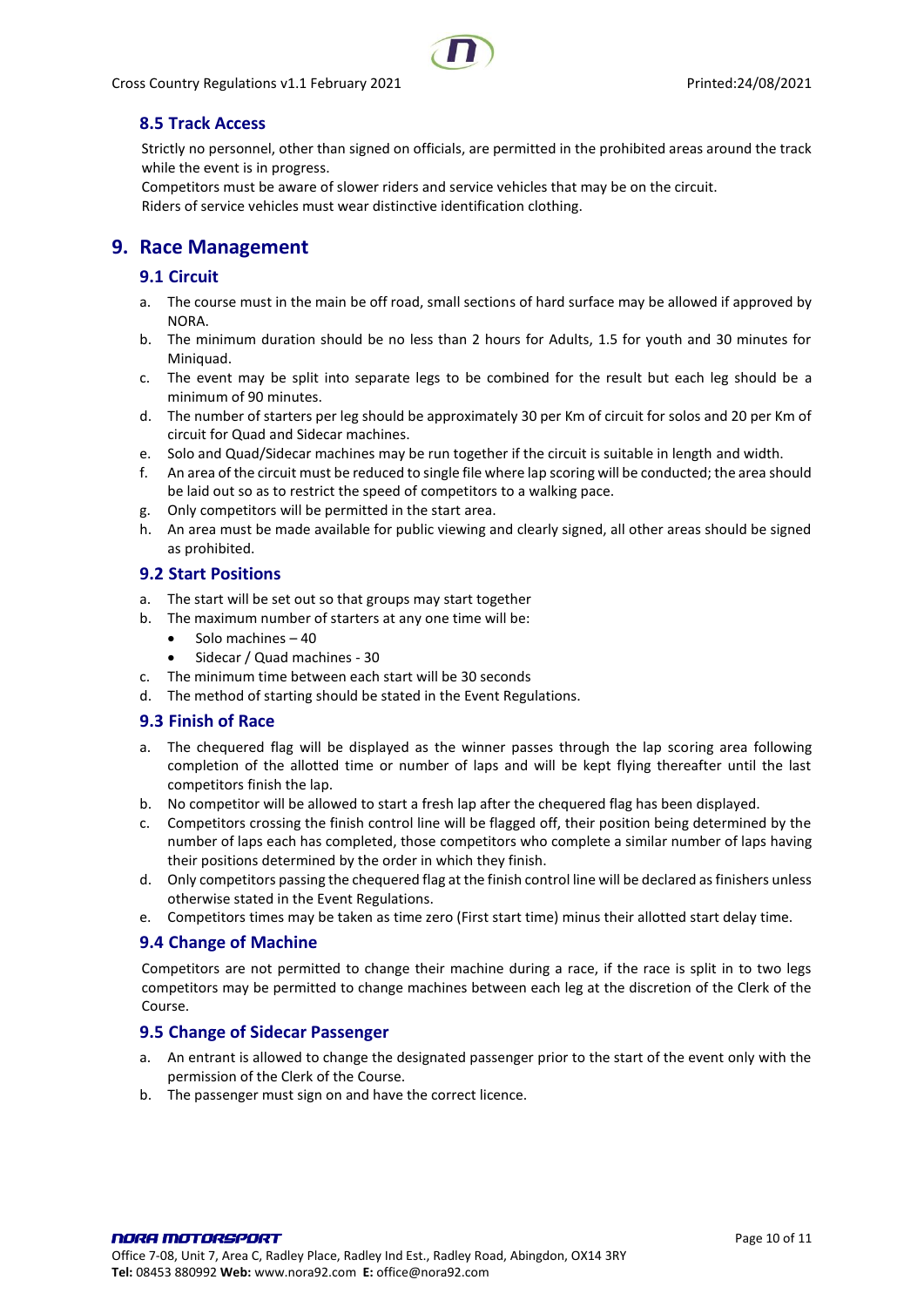### 8.5 Track Access

Strictly no personnel, other than signed on officials, are permitted in the prohibited areas around the track while the event is in progress.
Competitors must be aware of slower riders and service vehicles that may be on the circuit.
Riders of service vehicles must wear distinctive identification clothing.

## 9. Race Management

### 9.1 Circuit

a. The course must in the main be off road, small sections of hard surface may be allowed if approved by NORA.
b. The minimum duration should be no less than 2 hours for Adults, 1.5 for youth and 30 minutes for Miniquad.
c. The event may be split into separate legs to be combined for the result but each leg should be a minimum of 90 minutes.
d. The number of starters per leg should be approximately 30 per Km of circuit for solos and 20 per Km of circuit for Quad and Sidecar machines.
e. Solo and Quad/Sidecar machines may be run together if the circuit is suitable in length and width.
f. An area of the circuit must be reduced to single file where lap scoring will be conducted; the area should be laid out so as to restrict the speed of competitors to a walking pace.
g. Only competitors will be permitted in the start area.
h. An area must be made available for public viewing and clearly signed, all other areas should be signed as prohibited.

### 9.2 Start Positions

a. The start will be set out so that groups may start together
b. The maximum number of starters at any one time will be:
   - Solo machines – 40
   - Sidecar / Quad machines - 30
c. The minimum time between each start will be 30 seconds
d. The method of starting should be stated in the Event Regulations.

### 9.3 Finish of Race

a. The chequered flag will be displayed as the winner passes through the lap scoring area following completion of the allotted time or number of laps and will be kept flying thereafter until the last competitors finish the lap.
b. No competitor will be allowed to start a fresh lap after the chequered flag has been displayed.
c. Competitors crossing the finish control line will be flagged off, their position being determined by the number of laps each has completed, those competitors who complete a similar number of laps having their positions determined by the order in which they finish.
d. Only competitors passing the chequered flag at the finish control line will be declared as finishers unless otherwise stated in the Event Regulations.
e. Competitors times may be taken as time zero (First start time) minus their allotted start delay time.

### 9.4 Change of Machine

Competitors are not permitted to change their machine during a race, if the race is split in to two legs competitors may be permitted to change machines between each leg at the discretion of the Clerk of the Course.

### 9.5 Change of Sidecar Passenger

a. An entrant is allowed to change the designated passenger prior to the start of the event only with the permission of the Clerk of the Course.
b. The passenger must sign on and have the correct licence.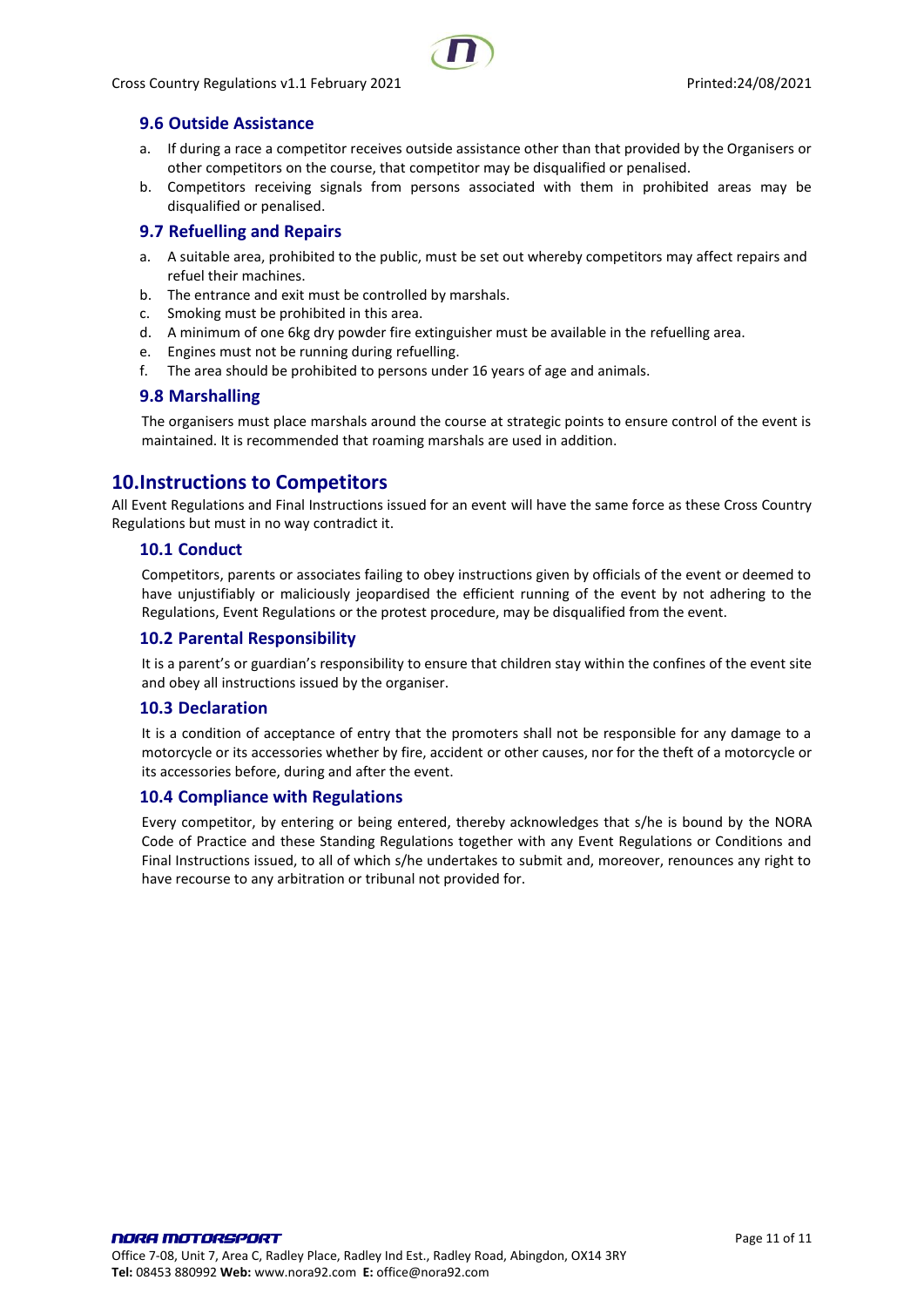### 9.6 Outside Assistance

a. If during a race a competitor receives outside assistance other than that provided by the Organisers or other competitors on the course, that competitor may be disqualified or penalised.
b. Competitors receiving signals from persons associated with them in prohibited areas may be disqualified or penalised.

### 9.7 Refuelling and Repairs

a. A suitable area, prohibited to the public, must be set out whereby competitors may affect repairs and refuel their machines.
b. The entrance and exit must be controlled by marshals.
c. Smoking must be prohibited in this area.
d. A minimum of one 6kg dry powder fire extinguisher must be available in the refuelling area.
e. Engines must not be running during refuelling.
f. The area should be prohibited to persons under 16 years of age and animals.

### 9.8 Marshalling

The organisers must place marshals around the course at strategic points to ensure control of the event is maintained. It is recommended that roaming marshals are used in addition.

## 10.Instructions to Competitors

All Event Regulations and Final Instructions issued for an event will have the same force as these Cross Country Regulations but must in no way contradict it.

### 10.1 Conduct

Competitors, parents or associates failing to obey instructions given by officials of the event or deemed to have unjustifiably or maliciously jeopardised the efficient running of the event by not adhering to the Regulations, Event Regulations or the protest procedure, may be disqualified from the event.

### 10.2 Parental Responsibility

It is a parent's or guardian's responsibility to ensure that children stay within the confines of the event site and obey all instructions issued by the organiser.

### 10.3 Declaration

It is a condition of acceptance of entry that the promoters shall not be responsible for any damage to a motorcycle or its accessories whether by fire, accident or other causes, nor for the theft of a motorcycle or its accessories before, during and after the event.

### 10.4 Compliance with Regulations

Every competitor, by entering or being entered, thereby acknowledges that s/he is bound by the NORA Code of Practice and these Standing Regulations together with any Event Regulations or Conditions and Final Instructions issued, to all of which s/he undertakes to submit and, moreover, renounces any right to have recourse to any arbitration or tribunal not provided for.